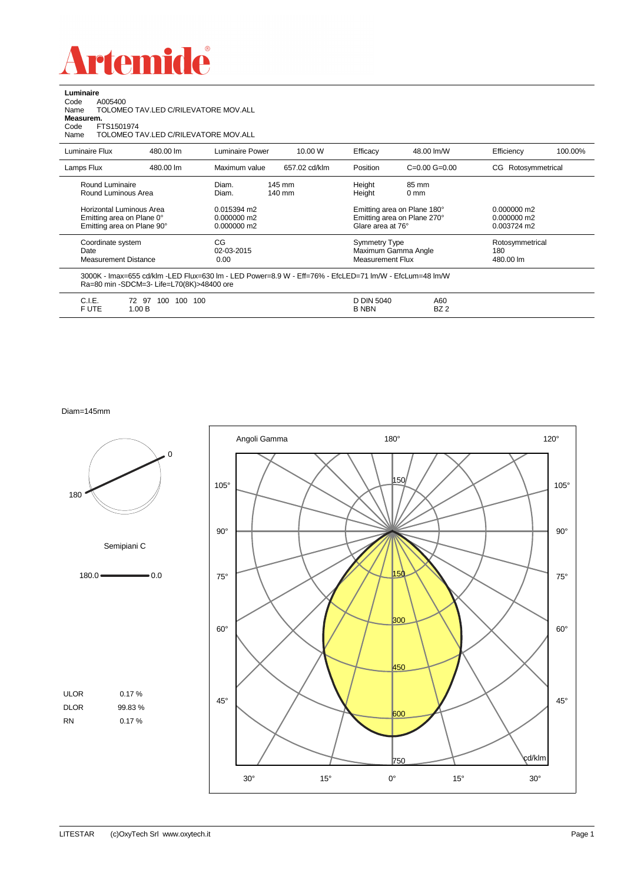# Artemide

**Luminaire**

Code A005400

Name TOLOMEO TAV.LED C/RILEVATORE MOV.ALL

**Measurem.**

Code FTS1501974

Name TOLOMEO TAV.LED C/RILEVATORE MOV.ALL

| Luminaire Flux | 480.00 lm | Luminaire Power | 10.00 W | Efficacy | 48.00 lm/W | Efficiency | 100.00% |
|---|---|---|---|---|---|---|---|
| Lamps Flux | 480.00 lm | Maximum value | 657.02 cd/klm | Position | C=0.00 G=0.00 | CG Rotosymmetrical | |

| | | | |
|---|---|---|---|
| Round Luminaire | Diam. 145 mm | Height 85 mm | |
| Round Luminous Area | Diam. 140 mm | Height 0 mm | |
| Horizontal Luminous Area | 0.015394 m2 | Emitting area on Plane 180° | 0.000000 m2 |
| Emitting area on Plane 0° | 0.000000 m2 | Emitting area on Plane 270° | 0.000000 m2 |
| Emitting area on Plane 90° | 0.000000 m2 | Glare area at 76° | 0.003724 m2 |
| Coordinate system | CG | Symmetry Type | Rotosymmetrical |
| Date | 02-03-2015 | Maximum Gamma Angle | 180 |
| Measurement Distance | 0.00 | Measurement Flux | 480.00 lm |

3000K - Imax=655 cd/klm -LED Flux=630 lm - LED Power=8.9 W - Eff=76% - EfcLED=71 lm/W - EfcLum=48 lm/W
Ra=80 min -SDCM=3- Life=L70(8K)>48400 ore

| | | | |
|---|---|---|---|
| C.I.E. | 72 97 100 100 100 | D DIN 5040 | A60 |
| F UTE | 1.00 B | B NBN | BZ 2 |

Diam=145mm

Semipiani C

180.0 — 0.0

| | |
|---|---|
| ULOR | 0.17 % |
| DLOR | 99.83 % |
| RN | 0.17 % |

Angoli Gamma — 180° — 120° — 105° — 90° — 75° — 60° — 45° — 30° — 15° — 0° — 150 — 300 — 450 — 600 — 750 — cd/klm

LITESTAR (c)OxyTech Srl www.oxytech.it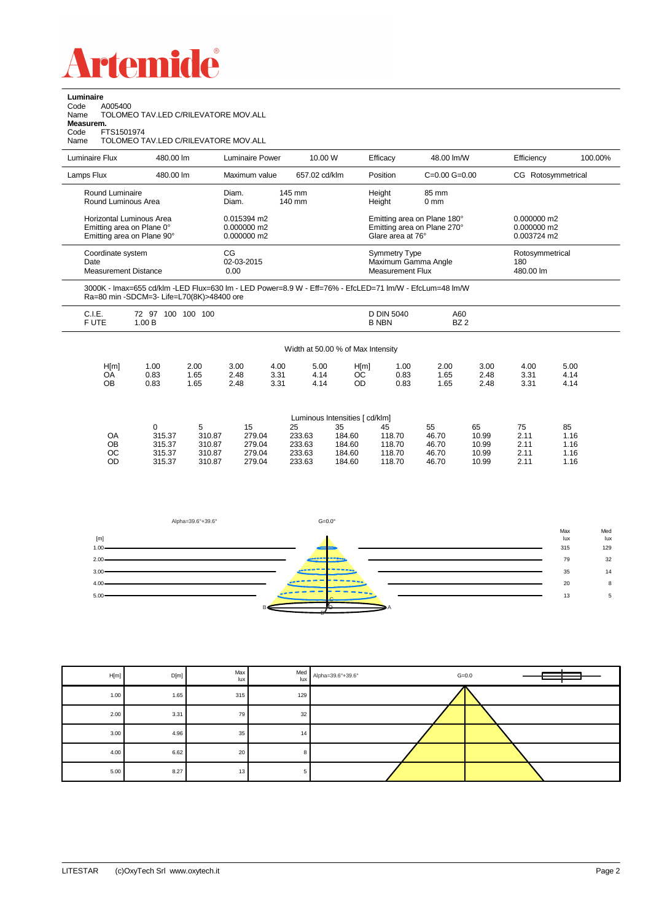# Artemide

**Luminaire**
Code A005400
Name TOLOMEO TAV.LED C/RILEVATORE MOV.ALL
**Measurem.**
Code FTS1501974
Name TOLOMEO TAV.LED C/RILEVATORE MOV.ALL

| | | | | | | | |
|---|---|---|---|---|---|---|---|
| Luminaire Flux | 480.00 lm | Luminaire Power | 10.00 W | Efficacy | 48.00 lm/W | Efficiency | 100.00% |
| Lamps Flux | 480.00 lm | Maximum value | 657.02 cd/klm | Position | C=0.00 G=0.00 | CG Rotosymmetrical | |

| | | | | | |
|---|---|---|---|---|---|
| Round Luminaire | Diam. | 145 mm | Height | 85 mm | |
| Round Luminous Area | Diam. | 140 mm | Height | 0 mm | |
| Horizontal Luminous Area | 0.015394 m2 | | Emitting area on Plane 180° | | 0.000000 m2 |
| Emitting area on Plane 0° | 0.000000 m2 | | Emitting area on Plane 270° | | 0.000000 m2 |
| Emitting area on Plane 90° | 0.000000 m2 | | Glare area at 76° | | 0.003724 m2 |

| | | | |
|---|---|---|---|
| Coordinate system | CG | Symmetry Type | Rotosymmetrical |
| Date | 02-03-2015 | Maximum Gamma Angle | 180 |
| Measurement Distance | 0.00 | Measurement Flux | 480.00 lm |

3000K - Imax=655 cd/klm -LED Flux=630 lm - LED Power=8.9 W - Eff=76% - EfcLED=71 lm/W - EfcLum=48 lm/W
Ra=80 min -SDCM=3- Life=L70(8K)>48400 ore

| | | | |
|---|---|---|---|
| C.I.E. | 72 97 100 100 100 | D DIN 5040 | A60 |
| F UTE | 1.00 B | B NBN | BZ 2 |

Width at 50.00 % of Max Intensity

| H[m] | 1.00 | 2.00 | 3.00 | 4.00 | 5.00 | H[m] | 1.00 | 2.00 | 3.00 | 4.00 | 5.00 |
|---|---|---|---|---|---|---|---|---|---|---|---|
| OA | 0.83 | 1.65 | 2.48 | 3.31 | 4.14 | OC | 0.83 | 1.65 | 2.48 | 3.31 | 4.14 |
| OB | 0.83 | 1.65 | 2.48 | 3.31 | 4.14 | OD | 0.83 | 1.65 | 2.48 | 3.31 | 4.14 |

Luminous Intensities [ cd/klm]

| | 0 | 5 | 15 | 25 | 35 | 45 | 55 | 65 | 75 | 85 |
|---|---|---|---|---|---|---|---|---|---|---|
| OA | 315.37 | 310.87 | 279.04 | 233.63 | 184.60 | 118.70 | 46.70 | 10.99 | 2.11 | 1.16 |
| OB | 315.37 | 310.87 | 279.04 | 233.63 | 184.60 | 118.70 | 46.70 | 10.99 | 2.11 | 1.16 |
| OC | 315.37 | 310.87 | 279.04 | 233.63 | 184.60 | 118.70 | 46.70 | 10.99 | 2.11 | 1.16 |
| OD | 315.37 | 310.87 | 279.04 | 233.63 | 184.60 | 118.70 | 46.70 | 10.99 | 2.11 | 1.16 |

Alpha=39.6°+39.6°
G=0.0°
[m]
1.00
2.00
3.00
4.00
5.00
Max lux: 315, 79, 35, 20, 13
Med lux: 129, 32, 14, 8, 5
B C A D O

| H[m] | D[m] | Max lux | Med lux |
|---|---|---|---|
| 1.00 | 1.65 | 315 | 129 |
| 2.00 | 3.31 | 79 | 32 |
| 3.00 | 4.96 | 35 | 14 |
| 4.00 | 6.62 | 20 | 8 |
| 5.00 | 8.27 | 13 | 5 |

Alpha=39.6°+39.6°
G=0.0

LITESTAR (c)OxyTech Srl www.oxytech.it